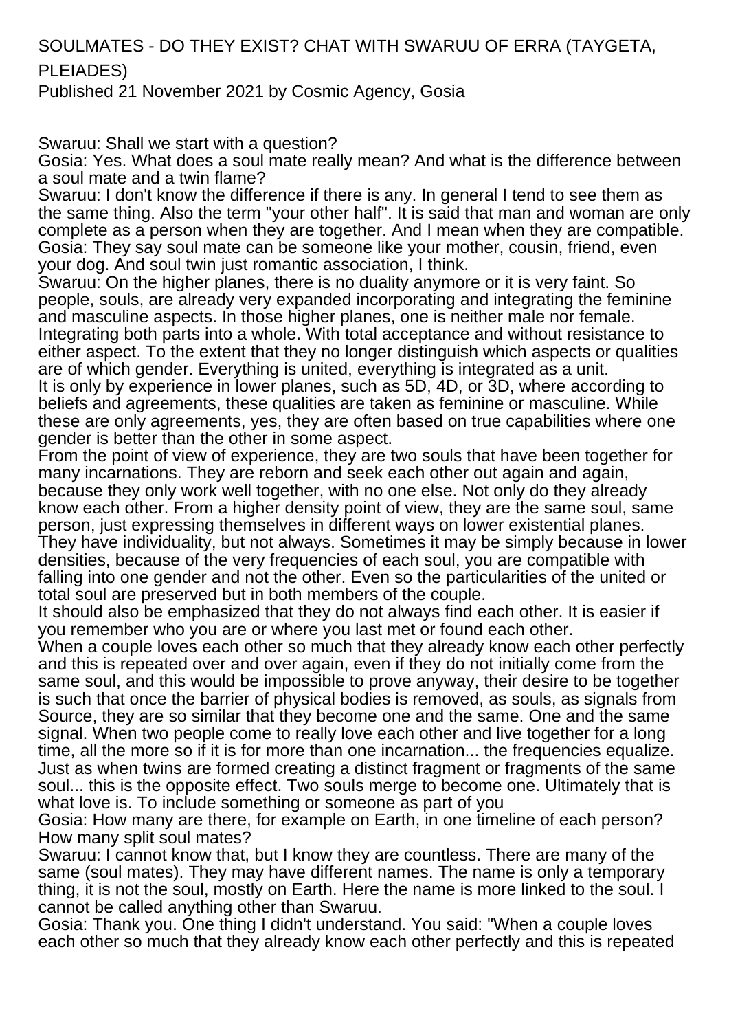# SOULMATES - DO THEY EXIST? CHAT WITH SWARUU OF ERRA (TAYGETA, PLEIADES)

Published 21 November 2021 by Cosmic Agency, Gosia

Swaruu: Shall we start with a question?

Gosia: Yes. What does a soul mate really mean? And what is the difference between a soul mate and a twin flame?

Swaruu: I don't know the difference if there is any. In general I tend to see them as the same thing. Also the term "your other half". It is said that man and woman are only complete as a person when they are together. And I mean when they are compatible.

Gosia: They say soul mate can be someone like your mother, cousin, friend, even your dog. And soul twin just romantic association, I think.

Swaruu: On the higher planes, there is no duality anymore or it is very faint. So people, souls, are already very expanded incorporating and integrating the feminine and masculine aspects. In those higher planes, one is neither male nor female. Integrating both parts into a whole. With total acceptance and without resistance to either aspect. To the extent that they no longer distinguish which aspects or qualities are of which gender. Everything is united, everything is integrated as a unit.

It is only by experience in lower planes, such as 5D, 4D, or 3D, where according to beliefs and agreements, these qualities are taken as feminine or masculine. While these are only agreements, yes, they are often based on true capabilities where one gender is better than the other in some aspect.

From the point of view of experience, they are two souls that have been together for many incarnations. They are reborn and seek each other out again and again, because they only work well together, with no one else. Not only do they already know each other. From a higher density point of view, they are the same soul, same person, just expressing themselves in different ways on lower existential planes. They have individuality, but not always. Sometimes it may be simply because in lower densities, because of the very frequencies of each soul, you are compatible with falling into one gender and not the other. Even so the particularities of the united or total soul are preserved but in both members of the couple.

It should also be emphasized that they do not always find each other. It is easier if you remember who you are or where you last met or found each other.

When a couple loves each other so much that they already know each other perfectly and this is repeated over and over again, even if they do not initially come from the same soul, and this would be impossible to prove anyway, their desire to be together is such that once the barrier of physical bodies is removed, as souls, as signals from Source, they are so similar that they become one and the same. One and the same signal. When two people come to really love each other and live together for a long time, all the more so if it is for more than one incarnation... the frequencies equalize. Just as when twins are formed creating a distinct fragment or fragments of the same soul... this is the opposite effect. Two souls merge to become one. Ultimately that is what love is. To include something or someone as part of you

Gosia: How many are there, for example on Earth, in one timeline of each person? How many split soul mates?

Swaruu: I cannot know that, but I know they are countless. There are many of the same (soul mates). They may have different names. The name is only a temporary thing, it is not the soul, mostly on Earth. Here the name is more linked to the soul. I cannot be called anything other than Swaruu.

Gosia: Thank you. One thing I didn't understand. You said: "When a couple loves each other so much that they already know each other perfectly and this is repeated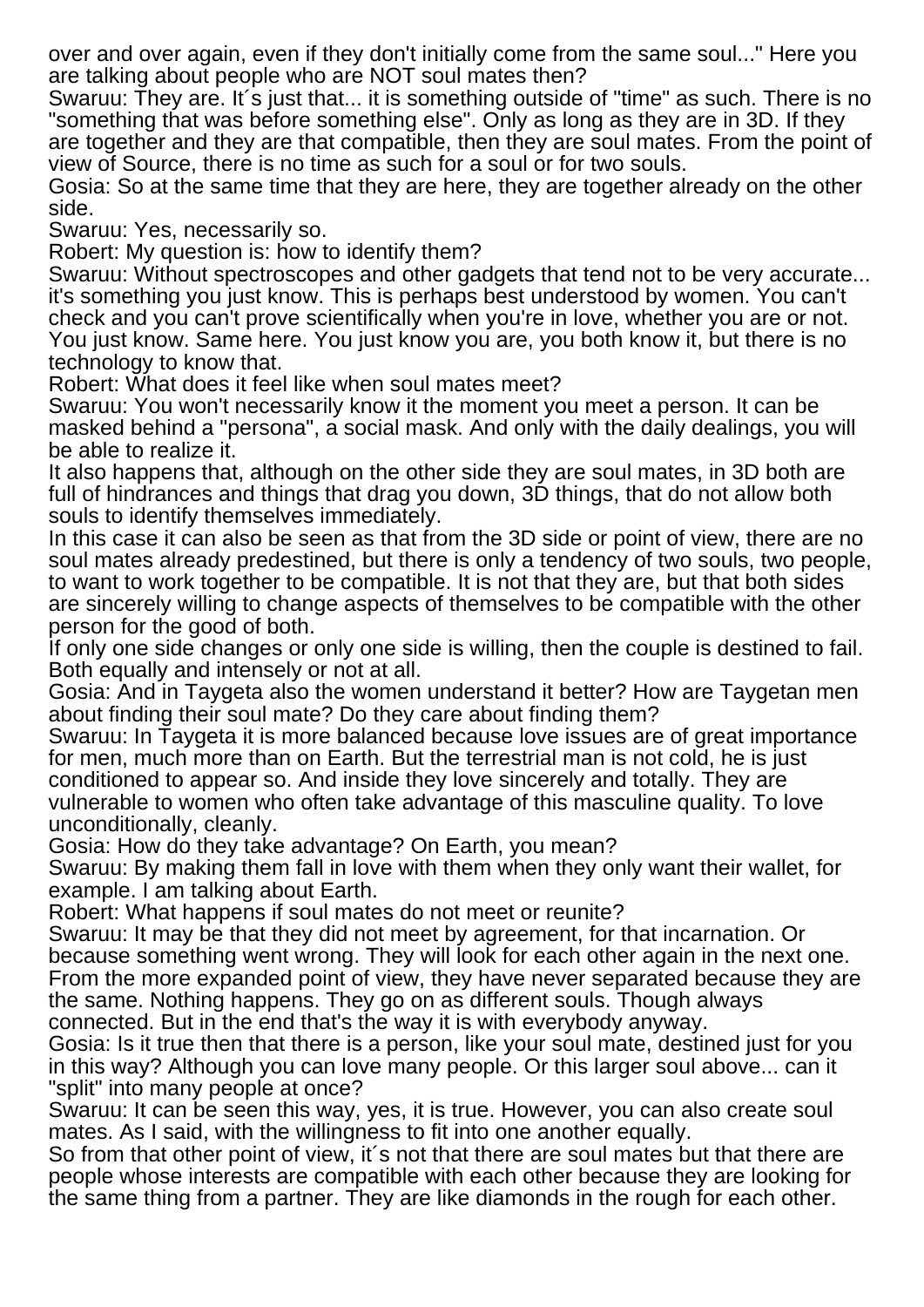over and over again, even if they don't initially come from the same soul..." Here you are talking about people who are NOT soul mates then?

Swaruu: They are. It´s just that... it is something outside of "time" as such. There is no "something that was before something else". Only as long as they are in 3D. If they are together and they are that compatible, then they are soul mates. From the point of view of Source, there is no time as such for a soul or for two souls.

Gosia: So at the same time that they are here, they are together already on the other side.

Swaruu: Yes, necessarily so.

Robert: My question is: how to identify them?

Swaruu: Without spectroscopes and other gadgets that tend not to be very accurate... it's something you just know. This is perhaps best understood by women. You can't check and you can't prove scientifically when you're in love, whether you are or not. You just know. Same here. You just know you are, you both know it, but there is no technology to know that.

Robert: What does it feel like when soul mates meet?

Swaruu: You won't necessarily know it the moment you meet a person. It can be masked behind a "persona", a social mask. And only with the daily dealings, you will be able to realize it.

It also happens that, although on the other side they are soul mates, in 3D both are full of hindrances and things that drag you down, 3D things, that do not allow both souls to identify themselves immediately.

In this case it can also be seen as that from the 3D side or point of view, there are no soul mates already predestined, but there is only a tendency of two souls, two people, to want to work together to be compatible. It is not that they are, but that both sides are sincerely willing to change aspects of themselves to be compatible with the other person for the good of both.

If only one side changes or only one side is willing, then the couple is destined to fail. Both equally and intensely or not at all.

Gosia: And in Taygeta also the women understand it better? How are Taygetan men about finding their soul mate? Do they care about finding them?

Swaruu: In Taygeta it is more balanced because love issues are of great importance for men, much more than on Earth. But the terrestrial man is not cold, he is just conditioned to appear so. And inside they love sincerely and totally. They are vulnerable to women who often take advantage of this masculine quality. To love unconditionally, cleanly.

Gosia: How do they take advantage? On Earth, you mean?

Swaruu: By making them fall in love with them when they only want their wallet, for example. I am talking about Earth.

Robert: What happens if soul mates do not meet or reunite?

Swaruu: It may be that they did not meet by agreement, for that incarnation. Or because something went wrong. They will look for each other again in the next one. From the more expanded point of view, they have never separated because they are the same. Nothing happens. They go on as different souls. Though always connected. But in the end that's the way it is with everybody anyway.

Gosia: Is it true then that there is a person, like your soul mate, destined just for you in this way? Although you can love many people. Or this larger soul above... can it "split" into many people at once?

Swaruu: It can be seen this way, yes, it is true. However, you can also create soul mates. As I said, with the willingness to fit into one another equally.

So from that other point of view, it´s not that there are soul mates but that there are people whose interests are compatible with each other because they are looking for the same thing from a partner. They are like diamonds in the rough for each other.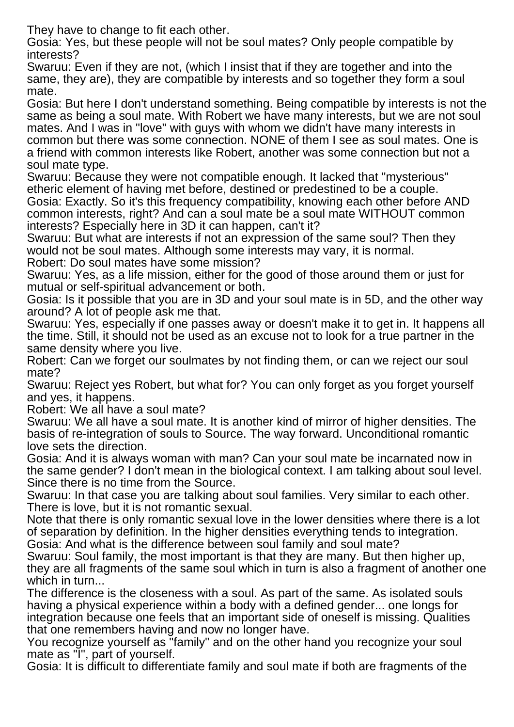They have to change to fit each other.

Gosia: Yes, but these people will not be soul mates? Only people compatible by interests?

Swaruu: Even if they are not, (which I insist that if they are together and into the same, they are), they are compatible by interests and so together they form a soul mate.

Gosia: But here I don't understand something. Being compatible by interests is not the same as being a soul mate. With Robert we have many interests, but we are not soul mates. And I was in "love" with guys with whom we didn't have many interests in common but there was some connection. NONE of them I see as soul mates. One is a friend with common interests like Robert, another was some connection but not a soul mate type.

Swaruu: Because they were not compatible enough. It lacked that "mysterious" etheric element of having met before, destined or predestined to be a couple.

Gosia: Exactly. So it's this frequency compatibility, knowing each other before AND common interests, right? And can a soul mate be a soul mate WITHOUT common interests? Especially here in 3D it can happen, can't it?

Swaruu: But what are interests if not an expression of the same soul? Then they would not be soul mates. Although some interests may vary, it is normal.

Robert: Do soul mates have some mission?

Swaruu: Yes, as a life mission, either for the good of those around them or just for mutual or self-spiritual advancement or both.

Gosia: Is it possible that you are in 3D and your soul mate is in 5D, and the other way around? A lot of people ask me that.

Swaruu: Yes, especially if one passes away or doesn't make it to get in. It happens all the time. Still, it should not be used as an excuse not to look for a true partner in the same density where you live.

Robert: Can we forget our soulmates by not finding them, or can we reject our soul mate?

Swaruu: Reject yes Robert, but what for? You can only forget as you forget yourself and yes, it happens.

Robert: We all have a soul mate?

Swaruu: We all have a soul mate. It is another kind of mirror of higher densities. The basis of re-integration of souls to Source. The way forward. Unconditional romantic love sets the direction.

Gosia: And it is always woman with man? Can your soul mate be incarnated now in the same gender? I don't mean in the biological context. I am talking about soul level. Since there is no time from the Source.

Swaruu: In that case you are talking about soul families. Very similar to each other. There is love, but it is not romantic sexual.

Note that there is only romantic sexual love in the lower densities where there is a lot of separation by definition. In the higher densities everything tends to integration.

Gosia: And what is the difference between soul family and soul mate?

Swaruu: Soul family, the most important is that they are many. But then higher up, they are all fragments of the same soul which in turn is also a fragment of another one which in turn...

The difference is the closeness with a soul. As part of the same. As isolated souls having a physical experience within a body with a defined gender... one longs for integration because one feels that an important side of oneself is missing. Qualities that one remembers having and now no longer have.

You recognize yourself as "family" and on the other hand you recognize your soul mate as "I", part of yourself.

Gosia: It is difficult to differentiate family and soul mate if both are fragments of the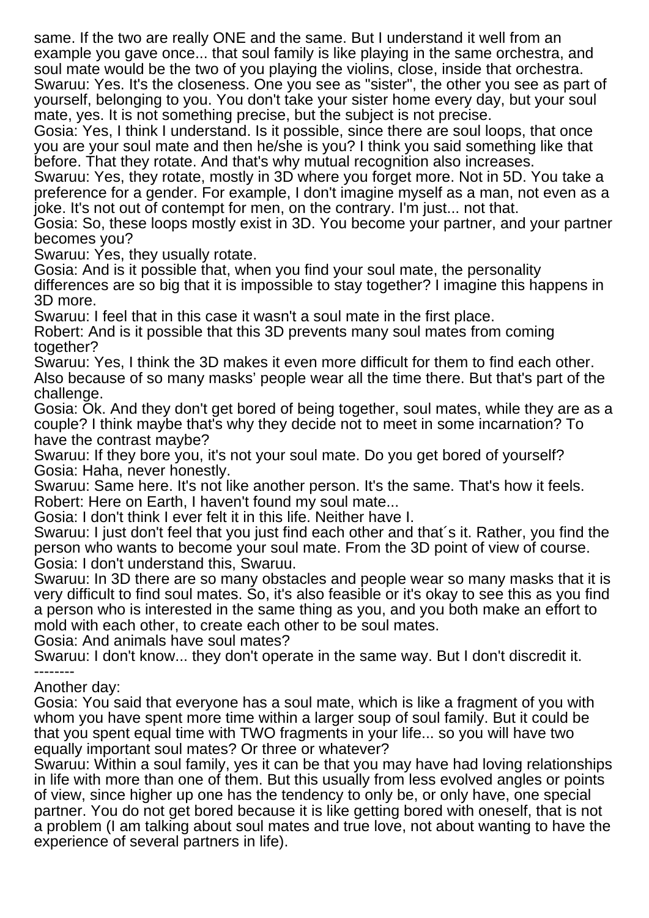same. If the two are really ONE and the same. But I understand it well from an example you gave once... that soul family is like playing in the same orchestra, and soul mate would be the two of you playing the violins, close, inside that orchestra.

Swaruu: Yes. It's the closeness. One you see as "sister", the other you see as part of yourself, belonging to you. You don't take your sister home every day, but your soul mate, yes. It is not something precise, but the subject is not precise.

Gosia: Yes, I think I understand. Is it possible, since there are soul loops, that once you are your soul mate and then he/she is you? I think you said something like that before. That they rotate. And that's why mutual recognition also increases.

Swaruu: Yes, they rotate, mostly in 3D where you forget more. Not in 5D. You take a preference for a gender. For example, I don't imagine myself as a man, not even as a joke. It's not out of contempt for men, on the contrary. I'm just... not that.

Gosia: So, these loops mostly exist in 3D. You become your partner, and your partner becomes you?

Swaruu: Yes, they usually rotate.

Gosia: And is it possible that, when you find your soul mate, the personality differences are so big that it is impossible to stay together? I imagine this happens in 3D more.

Swaruu: I feel that in this case it wasn't a soul mate in the first place.

Robert: And is it possible that this 3D prevents many soul mates from coming together?

Swaruu: Yes, I think the 3D makes it even more difficult for them to find each other. Also because of so many masks' people wear all the time there. But that's part of the challenge.

Gosia: Ok. And they don't get bored of being together, soul mates, while they are as a couple? I think maybe that's why they decide not to meet in some incarnation? To have the contrast maybe?

Swaruu: If they bore you, it's not your soul mate. Do you get bored of yourself?

Gosia: Haha, never honestly.

Swaruu: Same here. It's not like another person. It's the same. That's how it feels.

Robert: Here on Earth, I haven't found my soul mate...

Gosia: I don't think I ever felt it in this life. Neither have I.

Swaruu: I just don't feel that you just find each other and that´s it. Rather, you find the person who wants to become your soul mate. From the 3D point of view of course.

Gosia: I don't understand this, Swaruu.

Swaruu: In 3D there are so many obstacles and people wear so many masks that it is very difficult to find soul mates. So, it's also feasible or it's okay to see this as you find a person who is interested in the same thing as you, and you both make an effort to mold with each other, to create each other to be soul mates.

Gosia: And animals have soul mates?

Swaruu: I don't know... they don't operate in the same way. But I don't discredit it.

--------

Another day:

Gosia: You said that everyone has a soul mate, which is like a fragment of you with whom you have spent more time within a larger soup of soul family. But it could be that you spent equal time with TWO fragments in your life... so you will have two equally important soul mates? Or three or whatever?

Swaruu: Within a soul family, yes it can be that you may have had loving relationships in life with more than one of them. But this usually from less evolved angles or points of view, since higher up one has the tendency to only be, or only have, one special partner. You do not get bored because it is like getting bored with oneself, that is not a problem (I am talking about soul mates and true love, not about wanting to have the experience of several partners in life).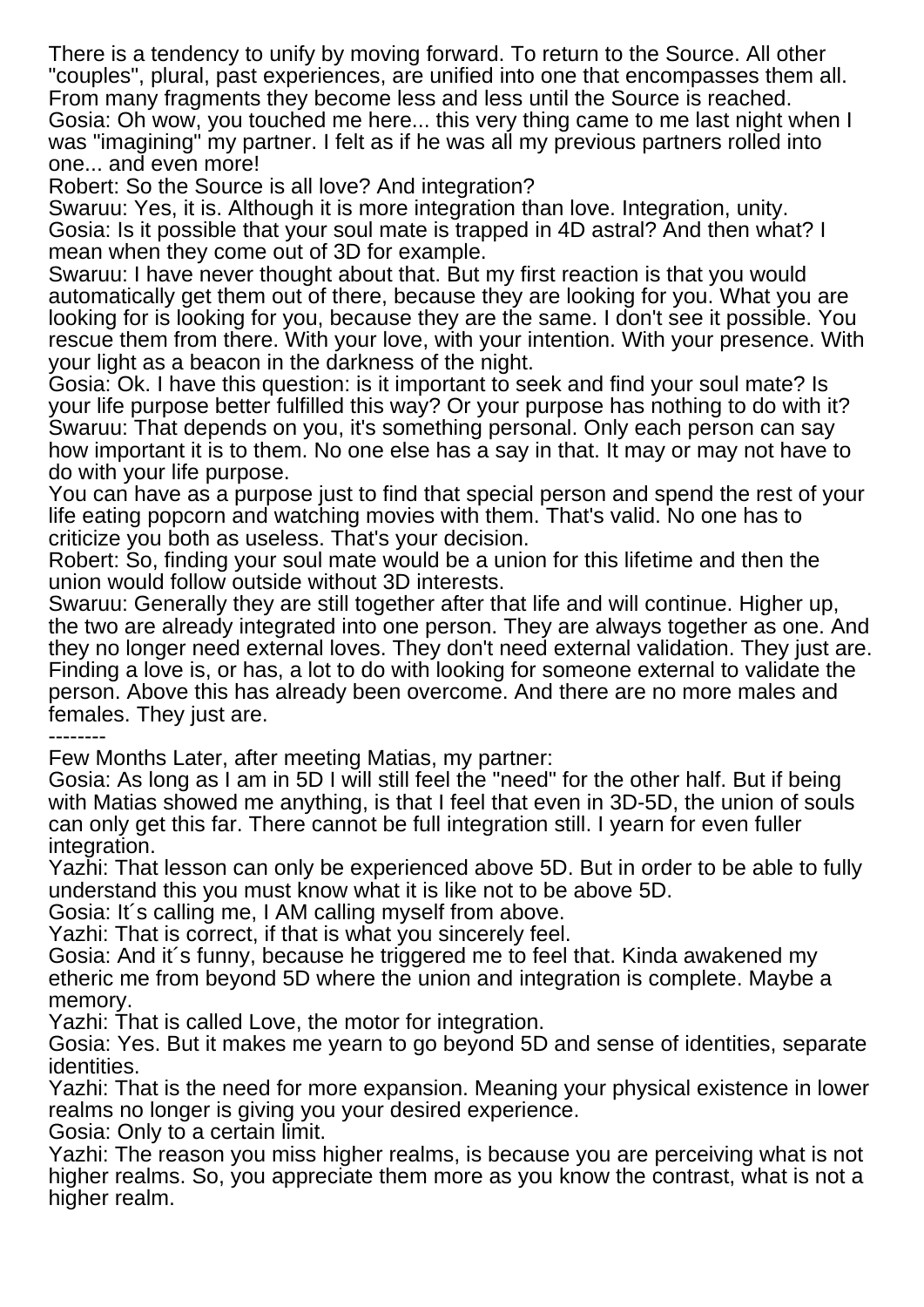There is a tendency to unify by moving forward. To return to the Source. All other "couples", plural, past experiences, are unified into one that encompasses them all. From many fragments they become less and less until the Source is reached.
Gosia: Oh wow, you touched me here... this very thing came to me last night when I was "imagining" my partner. I felt as if he was all my previous partners rolled into one... and even more!
Robert: So the Source is all love? And integration?
Swaruu: Yes, it is. Although it is more integration than love. Integration, unity.
Gosia: Is it possible that your soul mate is trapped in 4D astral? And then what? I mean when they come out of 3D for example.
Swaruu: I have never thought about that. But my first reaction is that you would automatically get them out of there, because they are looking for you. What you are looking for is looking for you, because they are the same. I don't see it possible. You rescue them from there. With your love, with your intention. With your presence. With your light as a beacon in the darkness of the night.
Gosia: Ok. I have this question: is it important to seek and find your soul mate? Is your life purpose better fulfilled this way? Or your purpose has nothing to do with it?
Swaruu: That depends on you, it's something personal. Only each person can say how important it is to them. No one else has a say in that. It may or may not have to do with your life purpose.
You can have as a purpose just to find that special person and spend the rest of your life eating popcorn and watching movies with them. That's valid. No one has to criticize you both as useless. That's your decision.
Robert: So, finding your soul mate would be a union for this lifetime and then the union would follow outside without 3D interests.
Swaruu: Generally they are still together after that life and will continue. Higher up, the two are already integrated into one person. They are always together as one. And they no longer need external loves. They don't need external validation. They just are. Finding a love is, or has, a lot to do with looking for someone external to validate the person. Above this has already been overcome. And there are no more males and females. They just are.

--------

Few Months Later, after meeting Matias, my partner:
Gosia: As long as I am in 5D I will still feel the "need" for the other half. But if being with Matias showed me anything, is that I feel that even in 3D-5D, the union of souls can only get this far. There cannot be full integration still. I yearn for even fuller integration.
Yazhi: That lesson can only be experienced above 5D. But in order to be able to fully understand this you must know what it is like not to be above 5D.
Gosia: It´s calling me, I AM calling myself from above.
Yazhi: That is correct, if that is what you sincerely feel.
Gosia: And it´s funny, because he triggered me to feel that. Kinda awakened my etheric me from beyond 5D where the union and integration is complete. Maybe a memory.
Yazhi: That is called Love, the motor for integration.
Gosia: Yes. But it makes me yearn to go beyond 5D and sense of identities, separate identities.
Yazhi: That is the need for more expansion. Meaning your physical existence in lower realms no longer is giving you your desired experience.
Gosia: Only to a certain limit.
Yazhi: The reason you miss higher realms, is because you are perceiving what is not higher realms. So, you appreciate them more as you know the contrast, what is not a higher realm.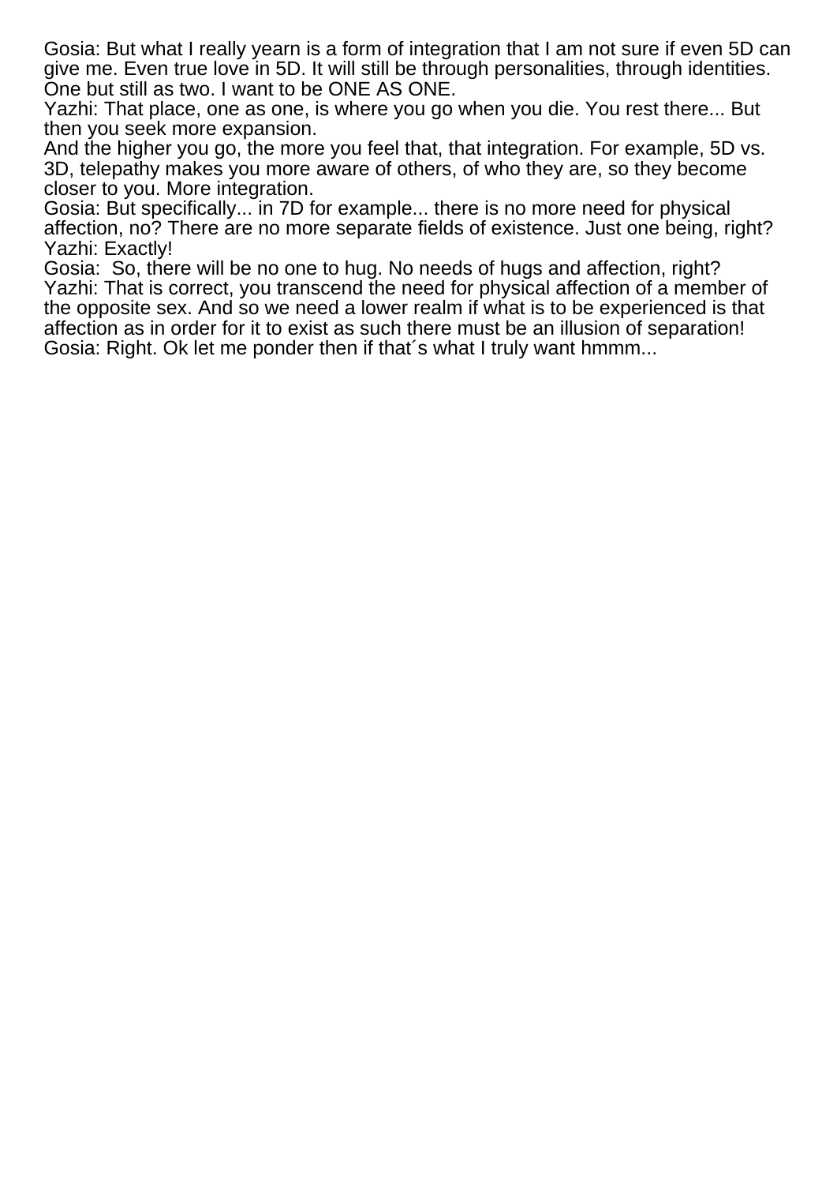Gosia: But what I really yearn is a form of integration that I am not sure if even 5D can give me. Even true love in 5D. It will still be through personalities, through identities. One but still as two. I want to be ONE AS ONE.
Yazhi: That place, one as one, is where you go when you die. You rest there... But then you seek more expansion.
And the higher you go, the more you feel that, that integration. For example, 5D vs. 3D, telepathy makes you more aware of others, of who they are, so they become closer to you. More integration.
Gosia: But specifically... in 7D for example... there is no more need for physical affection, no? There are no more separate fields of existence. Just one being, right?
Yazhi: Exactly!
Gosia: So, there will be no one to hug. No needs of hugs and affection, right?
Yazhi: That is correct, you transcend the need for physical affection of a member of the opposite sex. And so we need a lower realm if what is to be experienced is that affection as in order for it to exist as such there must be an illusion of separation!
Gosia: Right. Ok let me ponder then if that´s what I truly want hmmm...